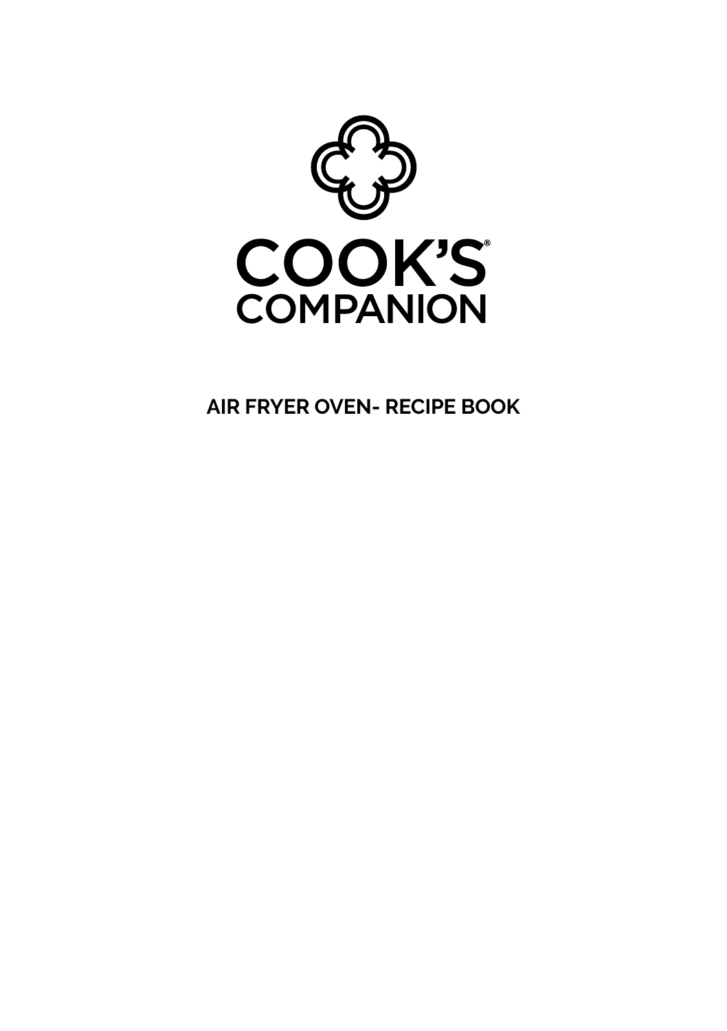# COOK'S® COMPANION

## AIR FRYER OVEN- RECIPE BOOK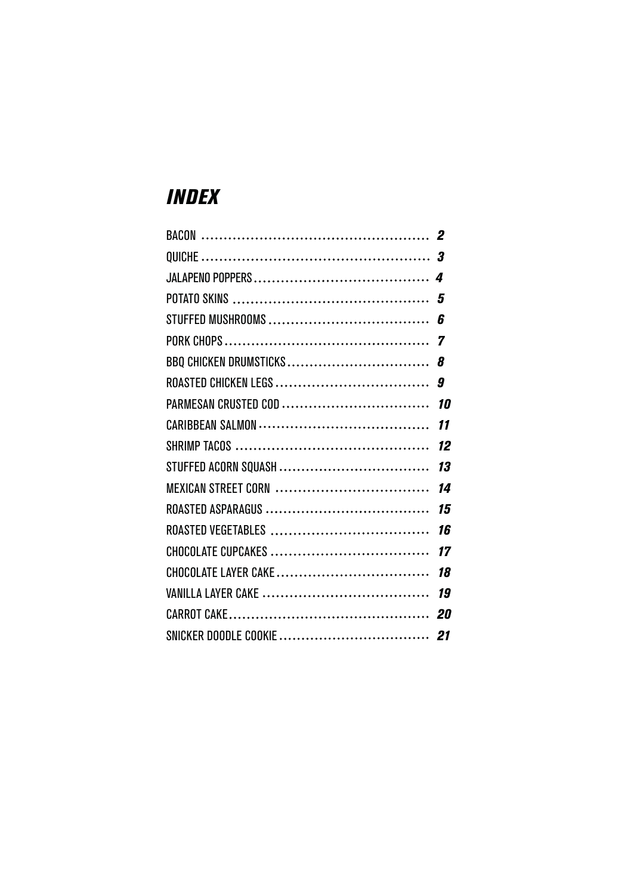# *INDEX*

BACON .................................................... **2**
QUICHE .................................................... **3**
JALAPENO POPPERS ....................................... **4**
POTATO SKINS ............................................ **5**
STUFFED MUSHROOMS .................................... **6**
PORK CHOPS ............................................... **7**
BBQ CHICKEN DRUMSTICKS ................................ **8**
ROASTED CHICKEN LEGS .................................. **9**
PARMESAN CRUSTED COD ................................. **10**
CARIBBEAN SALMON ...................................... **11**
SHRIMP TACOS ........................................... **12**
STUFFED ACORN SQUASH ................................. **13**
MEXICAN STREET CORN .................................. **14**
ROASTED ASPARAGUS ..................................... **15**
ROASTED VEGETABLES ................................... **16**
CHOCOLATE CUPCAKES ................................... **17**
CHOCOLATE LAYER CAKE .................................. **18**
VANILLA LAYER CAKE ..................................... **19**
CARROT CAKE ............................................. **20**
SNICKER DOODLE COOKIE ................................. **21**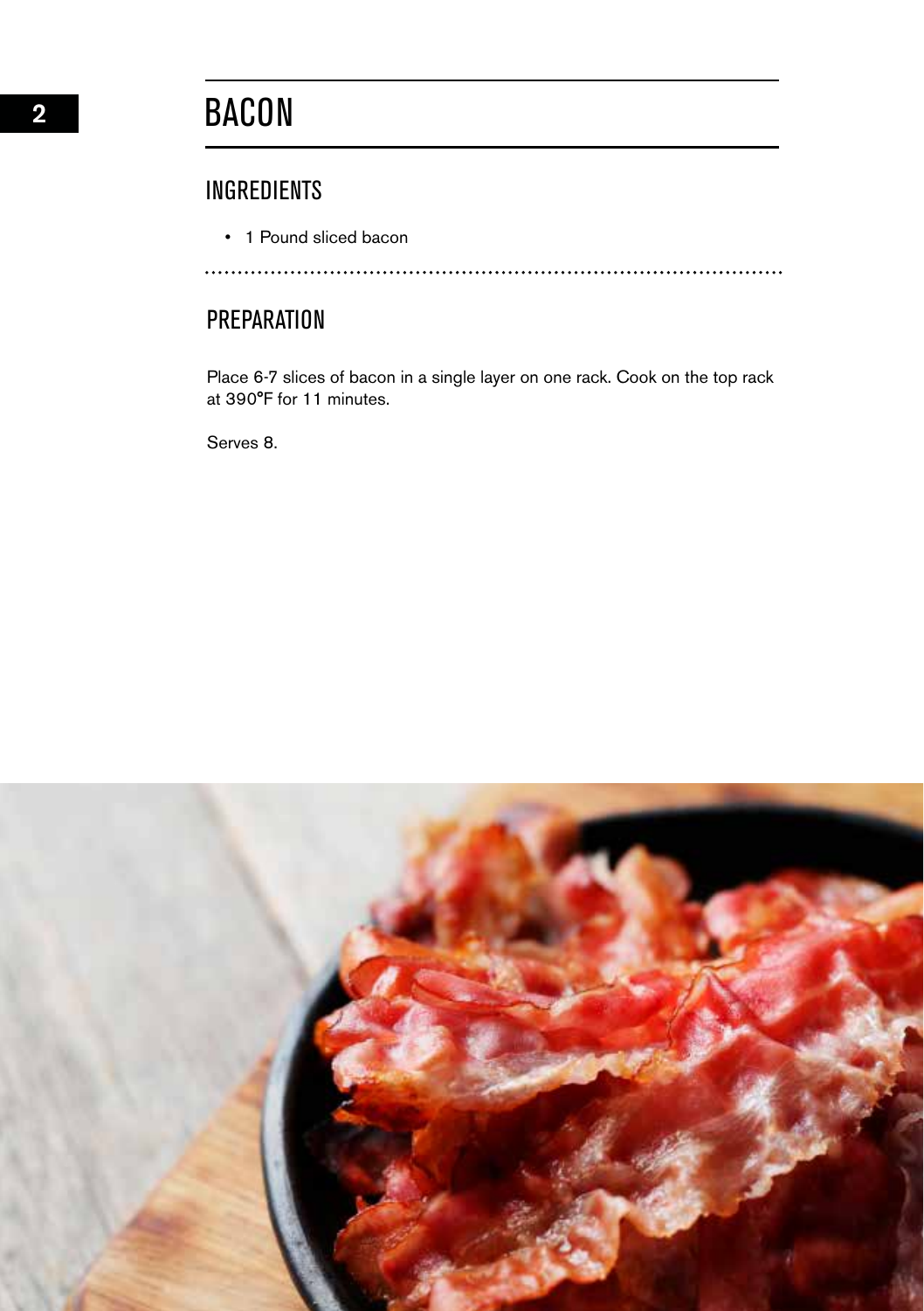# BACON

## INGREDIENTS

- 1 Pound sliced bacon

## PREPARATION

Place 6-7 slices of bacon in a single layer on one rack. Cook on the top rack at 390°F for 11 minutes.

Serves 8.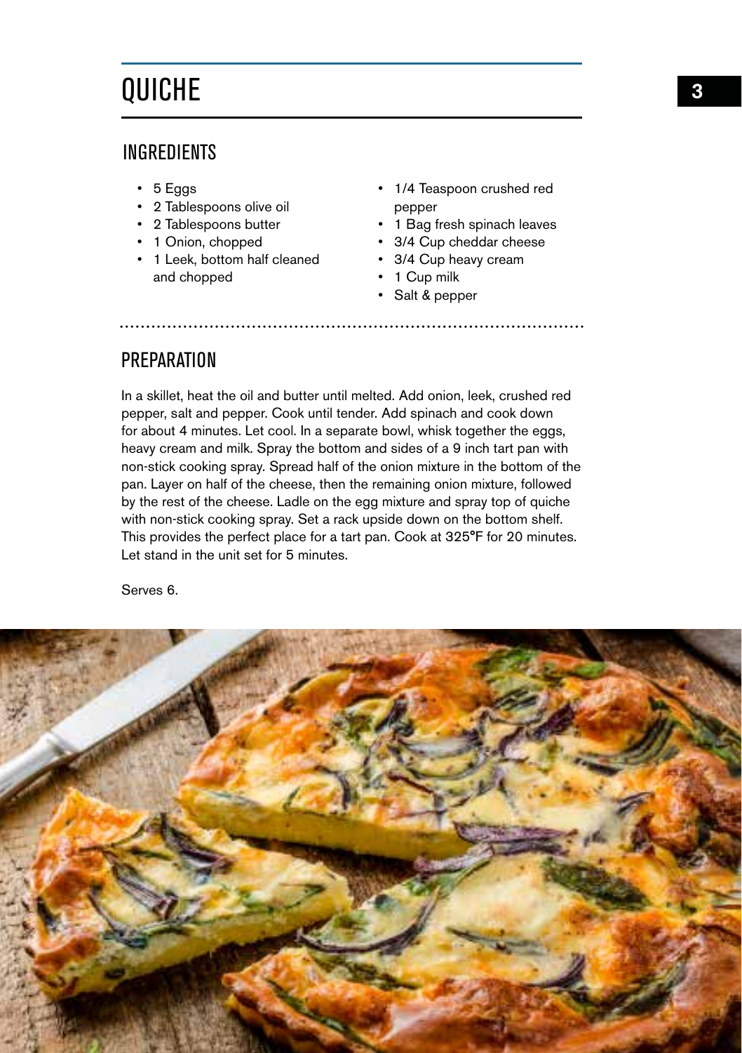# QUICHE

## INGREDIENTS

- 5 Eggs
- 2 Tablespoons olive oil
- 2 Tablespoons butter
- 1 Onion, chopped
- 1 Leek, bottom half cleaned and chopped
- 1/4 Teaspoon crushed red pepper
- 1 Bag fresh spinach leaves
- 3/4 Cup cheddar cheese
- 3/4 Cup heavy cream
- 1 Cup milk
- Salt & pepper

## PREPARATION

In a skillet, heat the oil and butter until melted. Add onion, leek, crushed red pepper, salt and pepper. Cook until tender. Add spinach and cook down for about 4 minutes. Let cool. In a separate bowl, whisk together the eggs, heavy cream and milk. Spray the bottom and sides of a 9 inch tart pan with non-stick cooking spray. Spread half of the onion mixture in the bottom of the pan. Layer on half of the cheese, then the remaining onion mixture, followed by the rest of the cheese. Ladle on the egg mixture and spray top of quiche with non-stick cooking spray. Set a rack upside down on the bottom shelf. This provides the perfect place for a tart pan. Cook at 325°F for 20 minutes. Let stand in the unit set for 5 minutes.

Serves 6.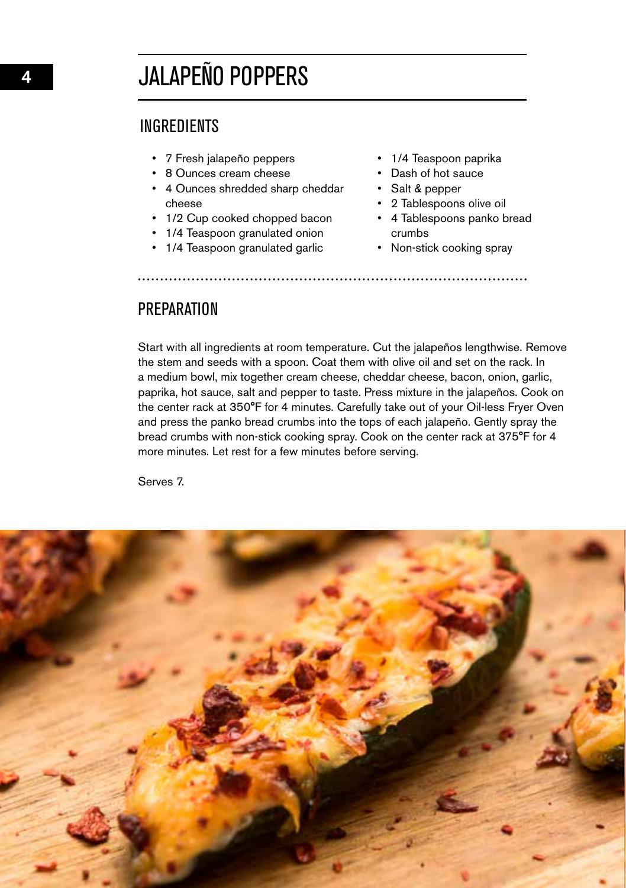# JALAPEÑO POPPERS

## INGREDIENTS

- 7 Fresh jalapeño peppers
- 8 Ounces cream cheese
- 4 Ounces shredded sharp cheddar cheese
- 1/2 Cup cooked chopped bacon
- 1/4 Teaspoon granulated onion
- 1/4 Teaspoon granulated garlic
- 1/4 Teaspoon paprika
- Dash of hot sauce
- Salt & pepper
- 2 Tablespoons olive oil
- 4 Tablespoons panko bread crumbs
- Non-stick cooking spray

## PREPARATION

Start with all ingredients at room temperature. Cut the jalapeños lengthwise. Remove the stem and seeds with a spoon. Coat them with olive oil and set on the rack. In a medium bowl, mix together cream cheese, cheddar cheese, bacon, onion, garlic, paprika, hot sauce, salt and pepper to taste. Press mixture in the jalapeños. Cook on the center rack at 350°F for 4 minutes. Carefully take out of your Oil-less Fryer Oven and press the panko bread crumbs into the tops of each jalapeño. Gently spray the bread crumbs with non-stick cooking spray. Cook on the center rack at 375°F for 4 more minutes. Let rest for a few minutes before serving.

Serves 7.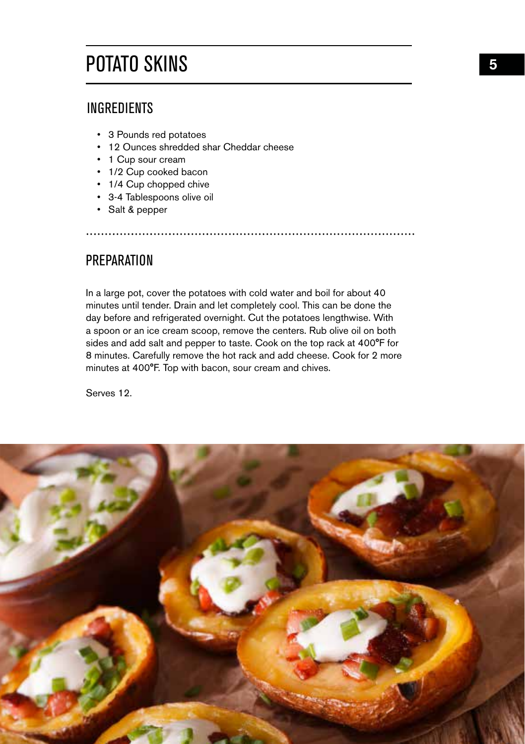# POTATO SKINS

## INGREDIENTS

- 3 Pounds red potatoes
- 12 Ounces shredded shar Cheddar cheese
- 1 Cup sour cream
- 1/2 Cup cooked bacon
- 1/4 Cup chopped chive
- 3-4 Tablespoons olive oil
- Salt & pepper

## PREPARATION

In a large pot, cover the potatoes with cold water and boil for about 40 minutes until tender. Drain and let completely cool. This can be done the day before and refrigerated overnight. Cut the potatoes lengthwise. With a spoon or an ice cream scoop, remove the centers. Rub olive oil on both sides and add salt and pepper to taste. Cook on the top rack at 400°F for 8 minutes. Carefully remove the hot rack and add cheese. Cook for 2 more minutes at 400°F. Top with bacon, sour cream and chives.

Serves 12.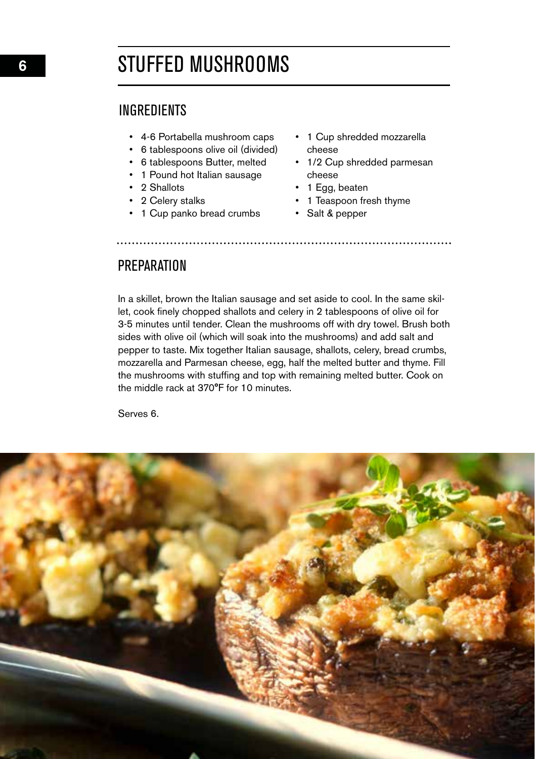# STUFFED MUSHROOMS

## INGREDIENTS

- 4-6 Portabella mushroom caps
- 6 tablespoons olive oil (divided)
- 6 tablespoons Butter, melted
- 1 Pound hot Italian sausage
- 2 Shallots
- 2 Celery stalks
- 1 Cup panko bread crumbs
- 1 Cup shredded mozzarella cheese
- 1/2 Cup shredded parmesan cheese
- 1 Egg, beaten
- 1 Teaspoon fresh thyme
- Salt & pepper

## PREPARATION

In a skillet, brown the Italian sausage and set aside to cool. In the same skillet, cook finely chopped shallots and celery in 2 tablespoons of olive oil for 3-5 minutes until tender. Clean the mushrooms off with dry towel. Brush both sides with olive oil (which will soak into the mushrooms) and add salt and pepper to taste. Mix together Italian sausage, shallots, celery, bread crumbs, mozzarella and Parmesan cheese, egg, half the melted butter and thyme. Fill the mushrooms with stuffing and top with remaining melted butter. Cook on the middle rack at 370°F for 10 minutes.

Serves 6.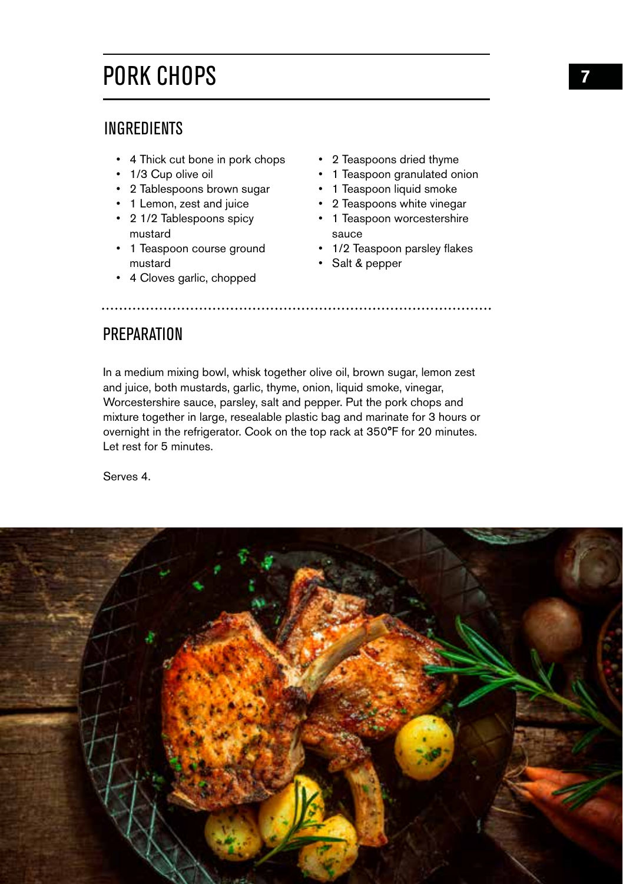# PORK CHOPS

## INGREDIENTS

- 4 Thick cut bone in pork chops
- 1/3 Cup olive oil
- 2 Tablespoons brown sugar
- 1 Lemon, zest and juice
- 2 1/2 Tablespoons spicy mustard
- 1 Teaspoon course ground mustard
- 4 Cloves garlic, chopped
- 2 Teaspoons dried thyme
- 1 Teaspoon granulated onion
- 1 Teaspoon liquid smoke
- 2 Teaspoons white vinegar
- 1 Teaspoon worcestershire sauce
- 1/2 Teaspoon parsley flakes
- Salt & pepper

## PREPARATION

In a medium mixing bowl, whisk together olive oil, brown sugar, lemon zest and juice, both mustards, garlic, thyme, onion, liquid smoke, vinegar, Worcestershire sauce, parsley, salt and pepper. Put the pork chops and mixture together in large, resealable plastic bag and marinate for 3 hours or overnight in the refrigerator. Cook on the top rack at 350°F for 20 minutes. Let rest for 5 minutes.

Serves 4.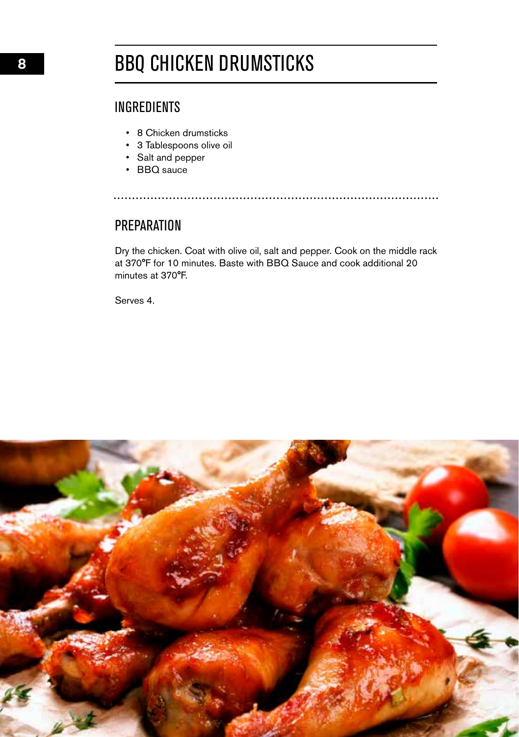# BBQ CHICKEN DRUMSTICKS

## INGREDIENTS

- 8 Chicken drumsticks
- 3 Tablespoons olive oil
- Salt and pepper
- BBQ sauce

## PREPARATION

Dry the chicken. Coat with olive oil, salt and pepper. Cook on the middle rack at 370°F for 10 minutes. Baste with BBQ Sauce and cook additional 20 minutes at 370°F.

Serves 4.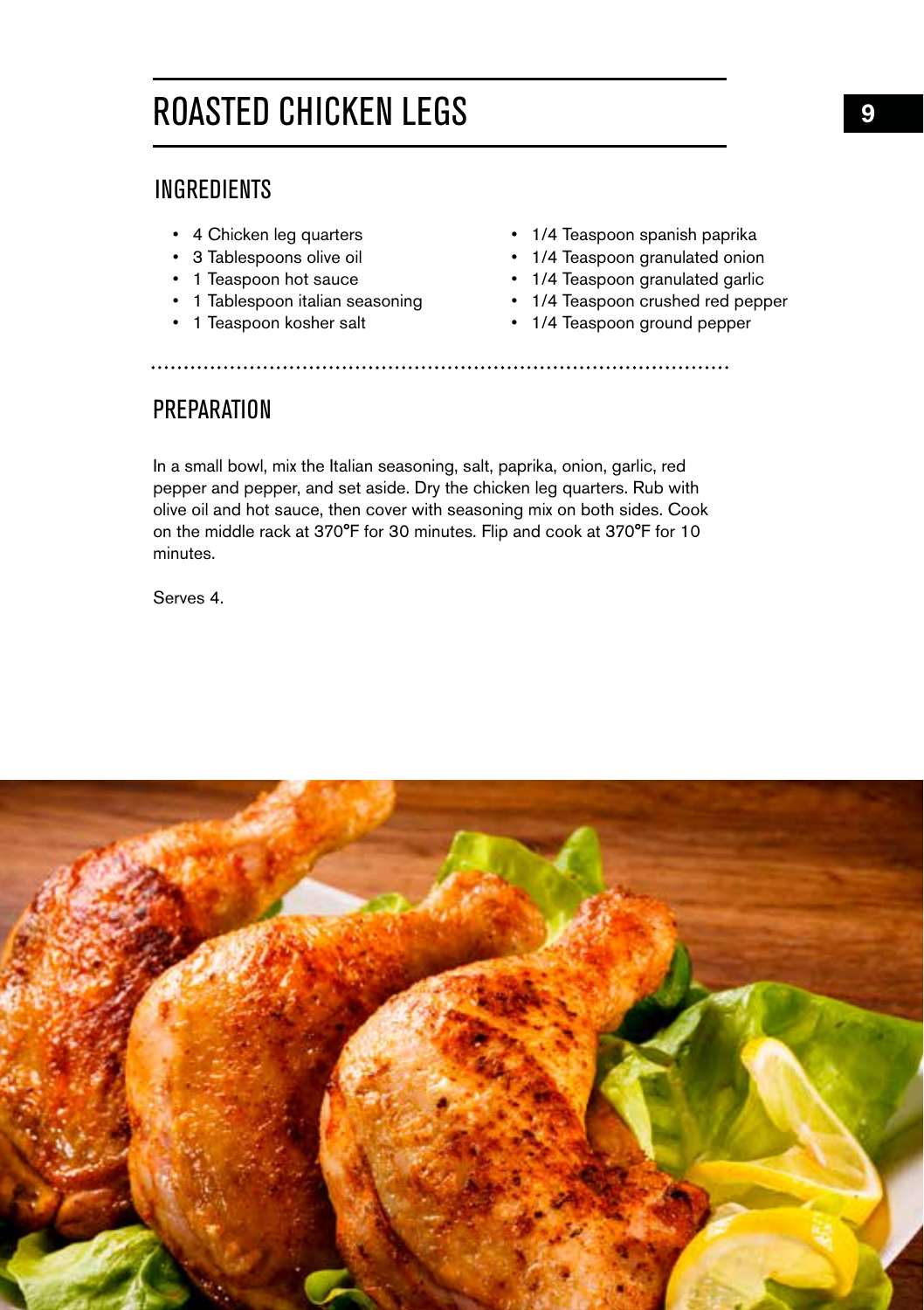# ROASTED CHICKEN LEGS

## INGREDIENTS

- 4 Chicken leg quarters
- 3 Tablespoons olive oil
- 1 Teaspoon hot sauce
- 1 Tablespoon italian seasoning
- 1 Teaspoon kosher salt
- 1/4 Teaspoon spanish paprika
- 1/4 Teaspoon granulated onion
- 1/4 Teaspoon granulated garlic
- 1/4 Teaspoon crushed red pepper
- 1/4 Teaspoon ground pepper

## PREPARATION

In a small bowl, mix the Italian seasoning, salt, paprika, onion, garlic, red pepper and pepper, and set aside. Dry the chicken leg quarters. Rub with olive oil and hot sauce, then cover with seasoning mix on both sides. Cook on the middle rack at 370°F for 30 minutes. Flip and cook at 370°F for 10 minutes.

Serves 4.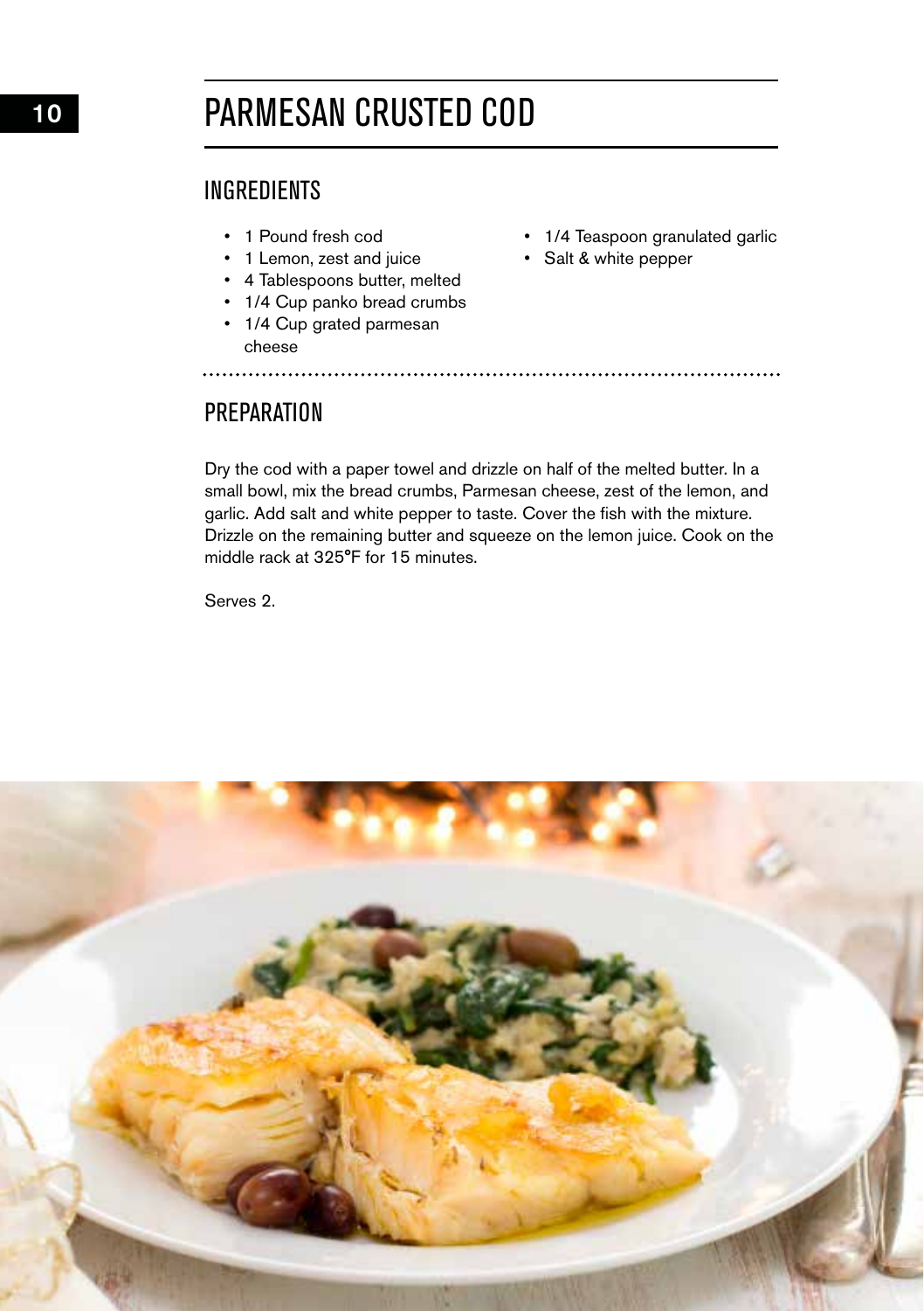# PARMESAN CRUSTED COD

## INGREDIENTS

- 1 Pound fresh cod
- 1 Lemon, zest and juice
- 4 Tablespoons butter, melted
- 1/4 Cup panko bread crumbs
- 1/4 Cup grated parmesan cheese
- 1/4 Teaspoon granulated garlic
- Salt & white pepper

## PREPARATION

Dry the cod with a paper towel and drizzle on half of the melted butter. In a small bowl, mix the bread crumbs, Parmesan cheese, zest of the lemon, and garlic. Add salt and white pepper to taste. Cover the fish with the mixture. Drizzle on the remaining butter and squeeze on the lemon juice. Cook on the middle rack at 325°F for 15 minutes.

Serves 2.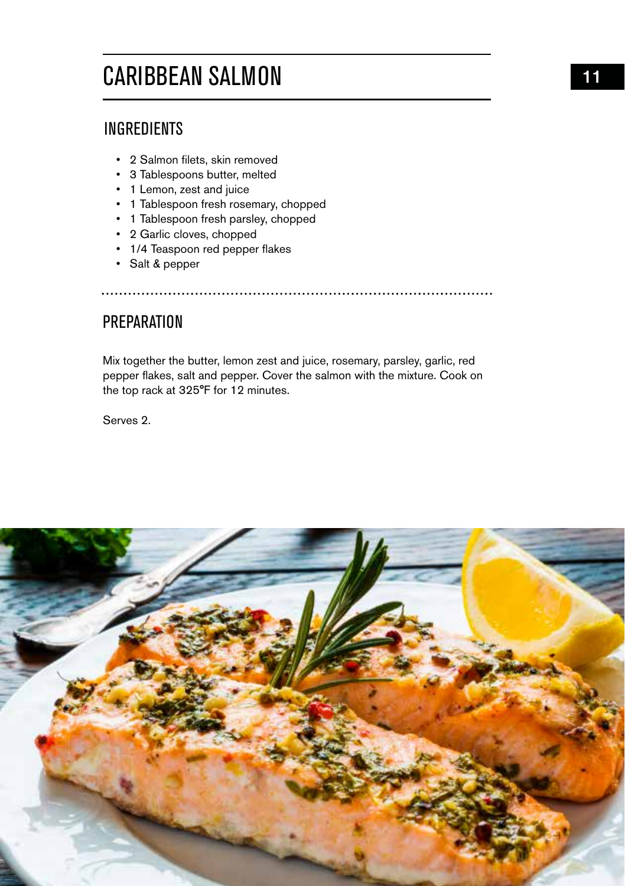# CARIBBEAN SALMON

## INGREDIENTS

- 2 Salmon filets, skin removed
- 3 Tablespoons butter, melted
- 1 Lemon, zest and juice
- 1 Tablespoon fresh rosemary, chopped
- 1 Tablespoon fresh parsley, chopped
- 2 Garlic cloves, chopped
- 1/4 Teaspoon red pepper flakes
- Salt & pepper

## PREPARATION

Mix together the butter, lemon zest and juice, rosemary, parsley, garlic, red pepper flakes, salt and pepper. Cover the salmon with the mixture. Cook on the top rack at 325°F for 12 minutes.

Serves 2.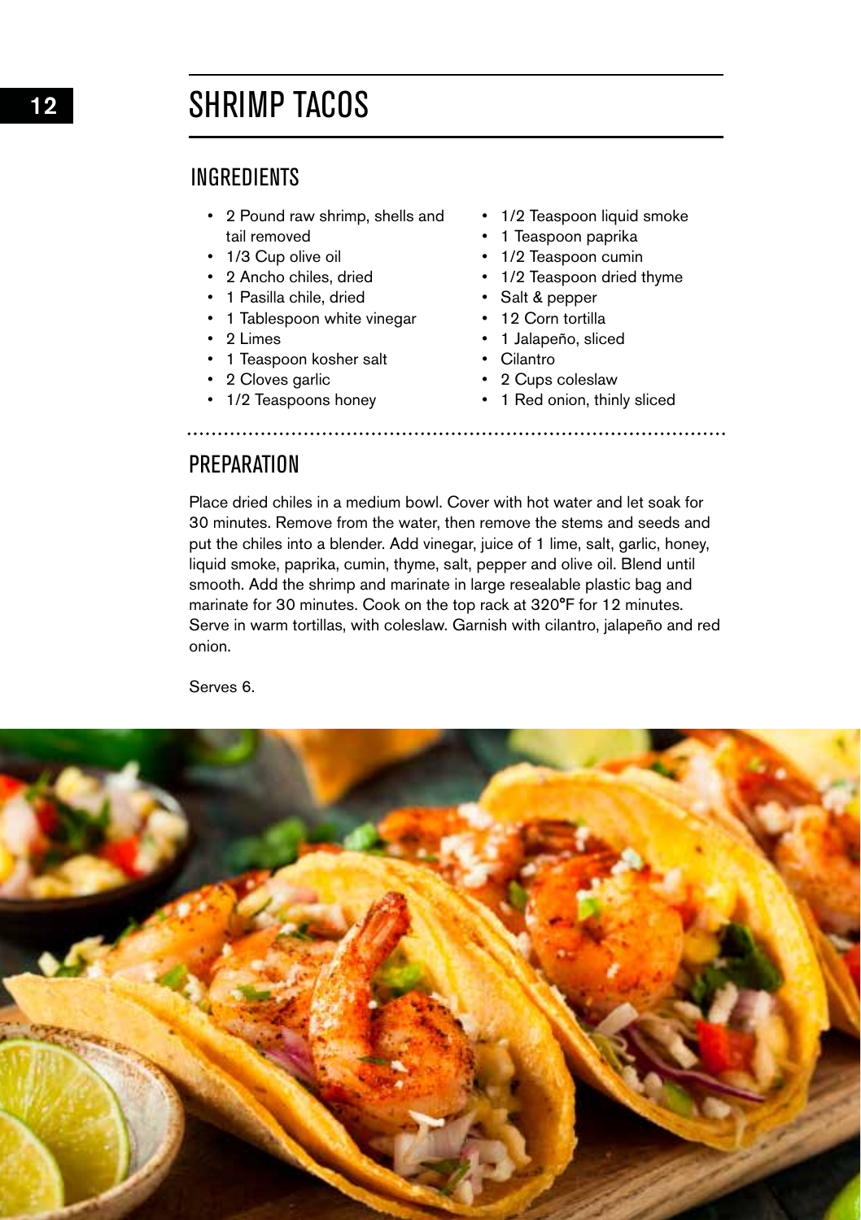# SHRIMP TACOS

## INGREDIENTS

- 2 Pound raw shrimp, shells and tail removed
- 1/3 Cup olive oil
- 2 Ancho chiles, dried
- 1 Pasilla chile, dried
- 1 Tablespoon white vinegar
- 2 Limes
- 1 Teaspoon kosher salt
- 2 Cloves garlic
- 1/2 Teaspoons honey
- 1/2 Teaspoon liquid smoke
- 1 Teaspoon paprika
- 1/2 Teaspoon cumin
- 1/2 Teaspoon dried thyme
- Salt & pepper
- 12 Corn tortilla
- 1 Jalapeño, sliced
- Cilantro
- 2 Cups coleslaw
- 1 Red onion, thinly sliced

## PREPARATION

Place dried chiles in a medium bowl. Cover with hot water and let soak for 30 minutes. Remove from the water, then remove the stems and seeds and put the chiles into a blender. Add vinegar, juice of 1 lime, salt, garlic, honey, liquid smoke, paprika, cumin, thyme, salt, pepper and olive oil. Blend until smooth. Add the shrimp and marinate in large resealable plastic bag and marinate for 30 minutes. Cook on the top rack at 320°F for 12 minutes. Serve in warm tortillas, with coleslaw. Garnish with cilantro, jalapeño and red onion.

Serves 6.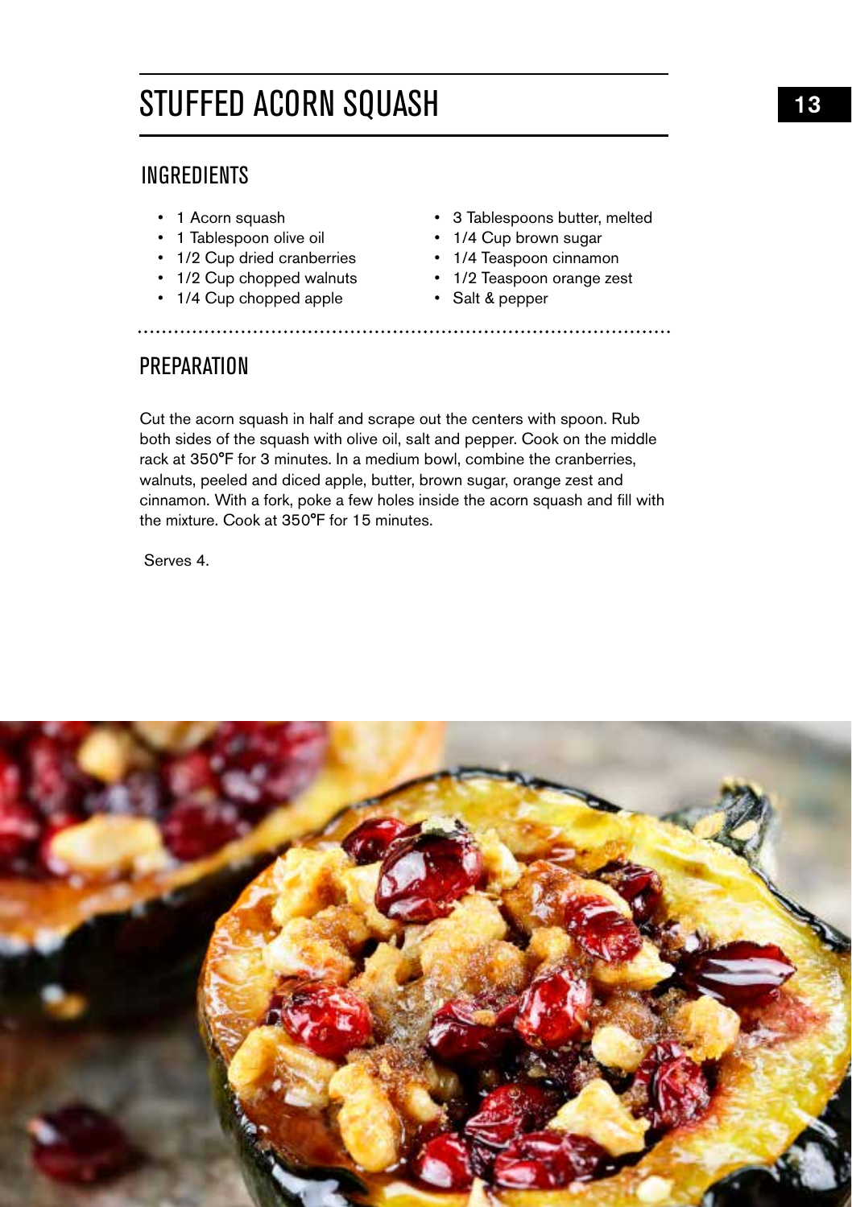# STUFFED ACORN SQUASH

## INGREDIENTS

- 1 Acorn squash
- 1 Tablespoon olive oil
- 1/2 Cup dried cranberries
- 1/2 Cup chopped walnuts
- 1/4 Cup chopped apple
- 3 Tablespoons butter, melted
- 1/4 Cup brown sugar
- 1/4 Teaspoon cinnamon
- 1/2 Teaspoon orange zest
- Salt & pepper

## PREPARATION

Cut the acorn squash in half and scrape out the centers with spoon. Rub both sides of the squash with olive oil, salt and pepper. Cook on the middle rack at 350°F for 3 minutes. In a medium bowl, combine the cranberries, walnuts, peeled and diced apple, butter, brown sugar, orange zest and cinnamon. With a fork, poke a few holes inside the acorn squash and fill with the mixture. Cook at 350°F for 15 minutes.

Serves 4.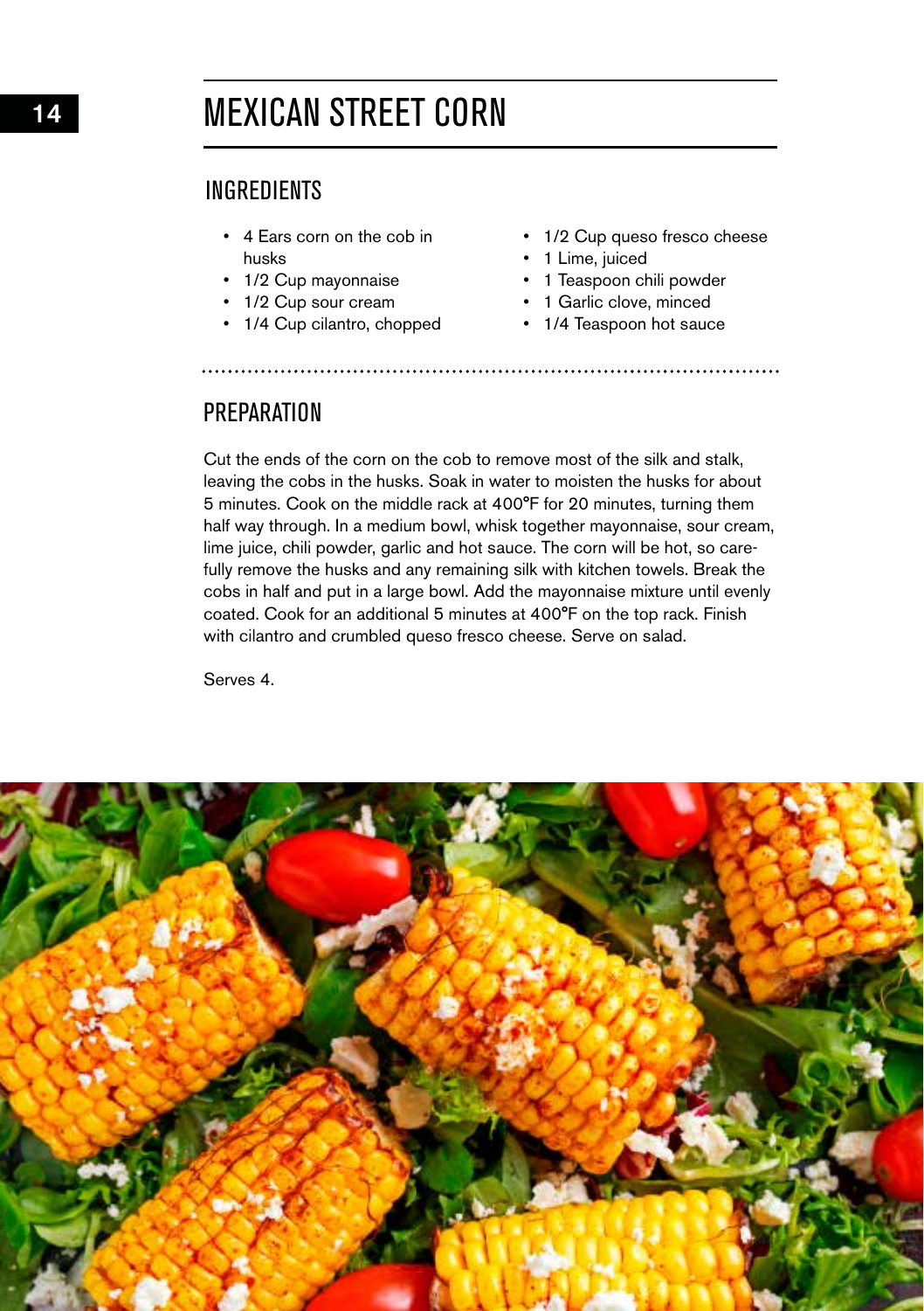# MEXICAN STREET CORN

## INGREDIENTS

- 4 Ears corn on the cob in husks
- 1/2 Cup mayonnaise
- 1/2 Cup sour cream
- 1/4 Cup cilantro, chopped
- 1/2 Cup queso fresco cheese
- 1 Lime, juiced
- 1 Teaspoon chili powder
- 1 Garlic clove, minced
- 1/4 Teaspoon hot sauce

## PREPARATION

Cut the ends of the corn on the cob to remove most of the silk and stalk, leaving the cobs in the husks. Soak in water to moisten the husks for about 5 minutes. Cook on the middle rack at 400°F for 20 minutes, turning them half way through. In a medium bowl, whisk together mayonnaise, sour cream, lime juice, chili powder, garlic and hot sauce. The corn will be hot, so carefully remove the husks and any remaining silk with kitchen towels. Break the cobs in half and put in a large bowl. Add the mayonnaise mixture until evenly coated. Cook for an additional 5 minutes at 400°F on the top rack. Finish with cilantro and crumbled queso fresco cheese. Serve on salad.

Serves 4.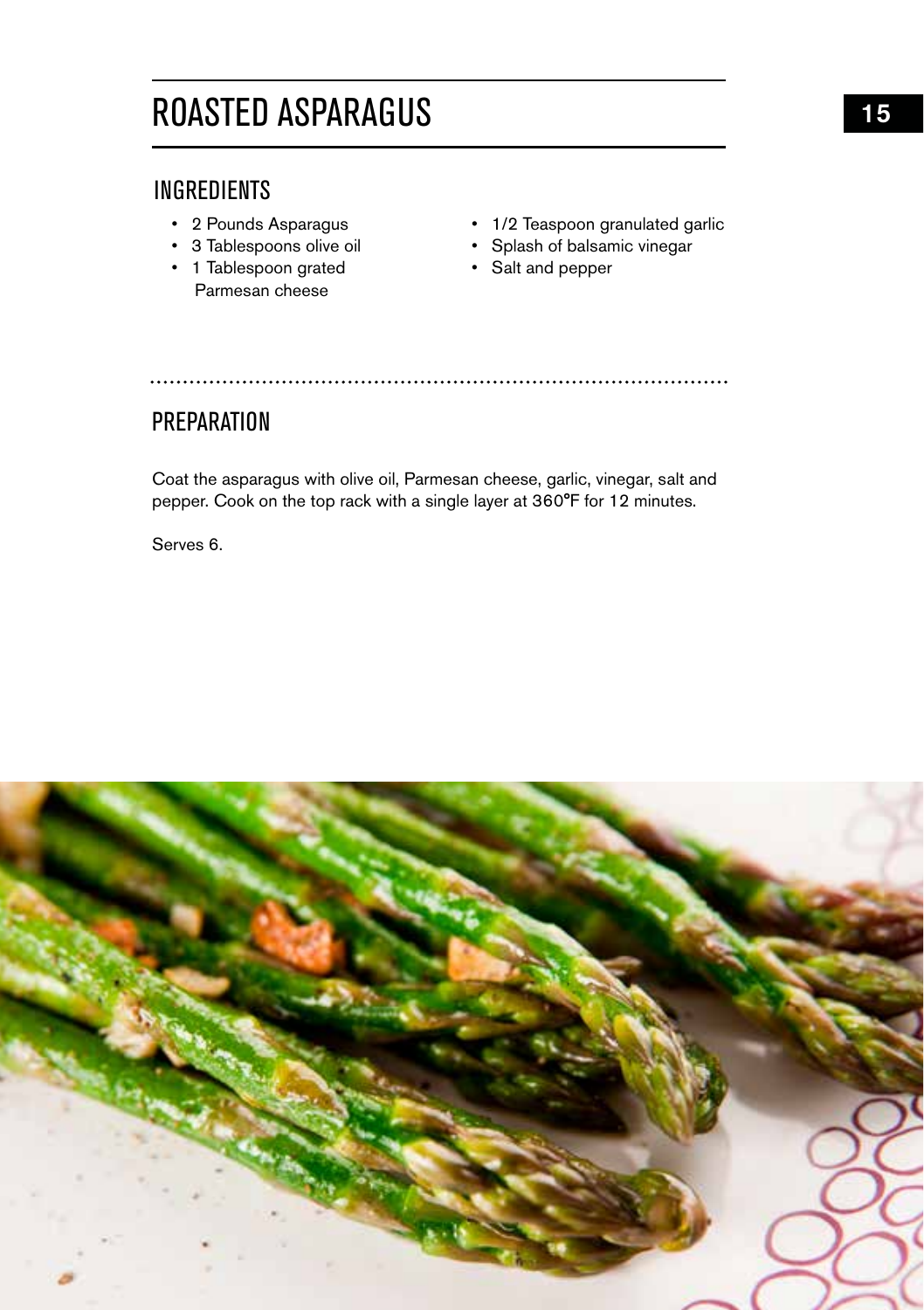# ROASTED ASPARAGUS

## INGREDIENTS

- 2 Pounds Asparagus
- 3 Tablespoons olive oil
- 1 Tablespoon grated Parmesan cheese
- 1/2 Teaspoon granulated garlic
- Splash of balsamic vinegar
- Salt and pepper

## PREPARATION

Coat the asparagus with olive oil, Parmesan cheese, garlic, vinegar, salt and pepper. Cook on the top rack with a single layer at 360°F for 12 minutes.

Serves 6.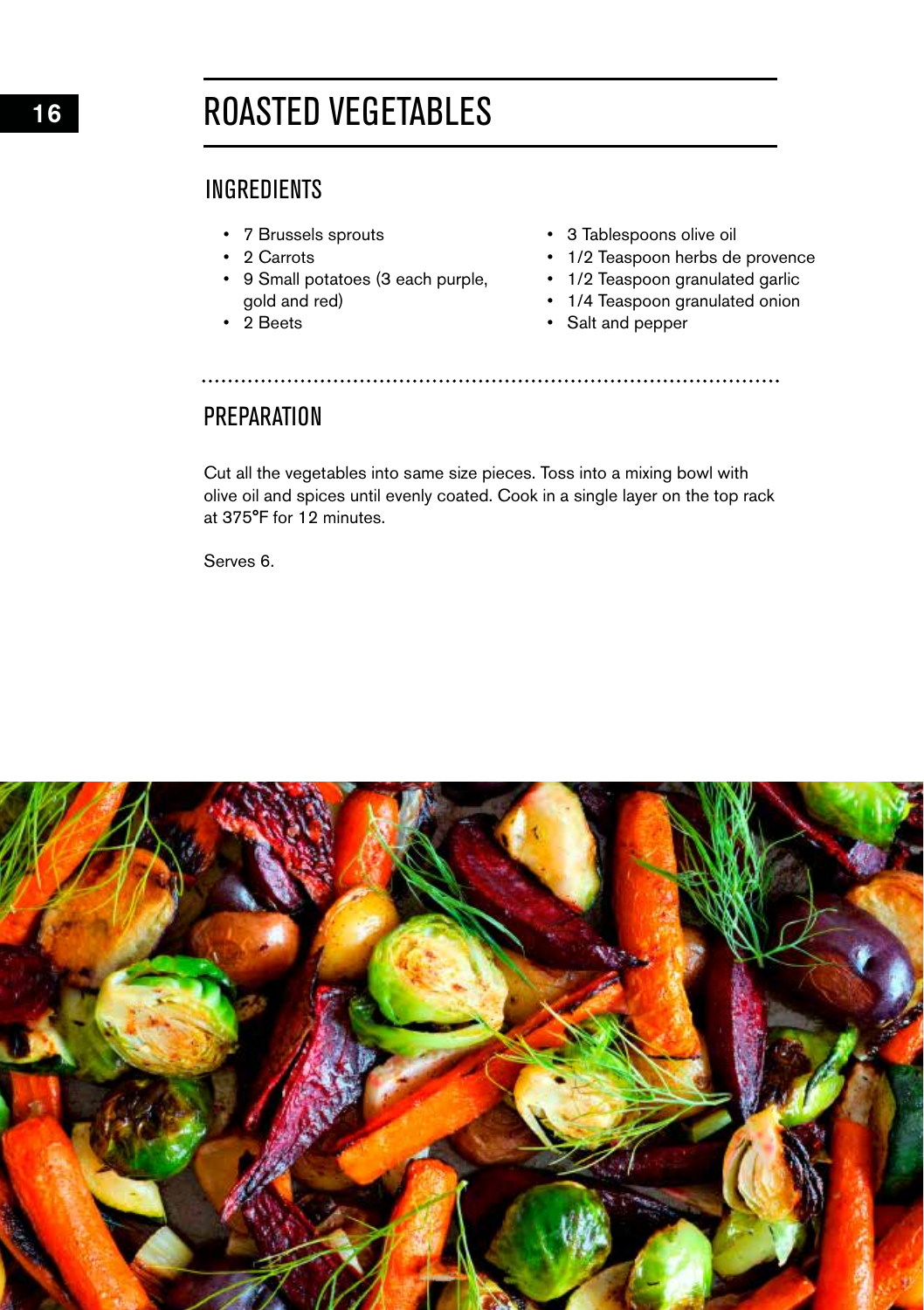# ROASTED VEGETABLES

## INGREDIENTS

- 7 Brussels sprouts
- 2 Carrots
- 9 Small potatoes (3 each purple, gold and red)
- 2 Beets
- 3 Tablespoons olive oil
- 1/2 Teaspoon herbs de provence
- 1/2 Teaspoon granulated garlic
- 1/4 Teaspoon granulated onion
- Salt and pepper

## PREPARATION

Cut all the vegetables into same size pieces. Toss into a mixing bowl with olive oil and spices until evenly coated. Cook in a single layer on the top rack at 375°F for 12 minutes.

Serves 6.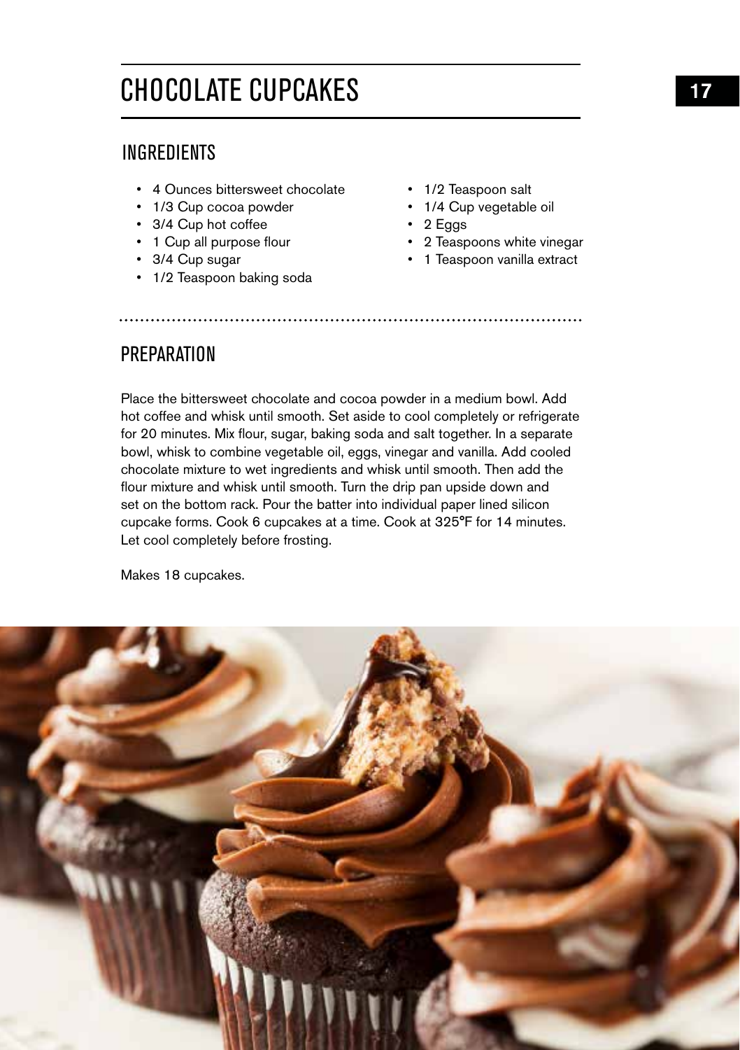# CHOCOLATE CUPCAKES

## INGREDIENTS

- 4 Ounces bittersweet chocolate
- 1/3 Cup cocoa powder
- 3/4 Cup hot coffee
- 1 Cup all purpose flour
- 3/4 Cup sugar
- 1/2 Teaspoon baking soda
- 1/2 Teaspoon salt
- 1/4 Cup vegetable oil
- 2 Eggs
- 2 Teaspoons white vinegar
- 1 Teaspoon vanilla extract

## PREPARATION

Place the bittersweet chocolate and cocoa powder in a medium bowl. Add hot coffee and whisk until smooth. Set aside to cool completely or refrigerate for 20 minutes. Mix flour, sugar, baking soda and salt together. In a separate bowl, whisk to combine vegetable oil, eggs, vinegar and vanilla. Add cooled chocolate mixture to wet ingredients and whisk until smooth. Then add the flour mixture and whisk until smooth. Turn the drip pan upside down and set on the bottom rack. Pour the batter into individual paper lined silicon cupcake forms. Cook 6 cupcakes at a time. Cook at 325°F for 14 minutes. Let cool completely before frosting.

Makes 18 cupcakes.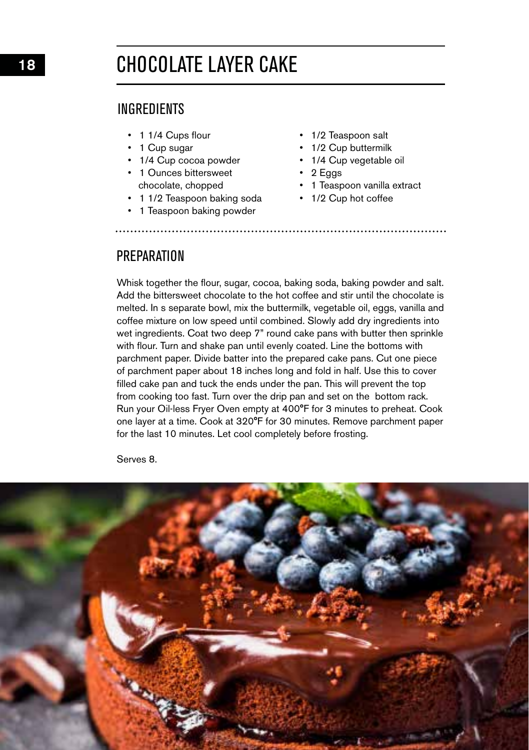# CHOCOLATE LAYER CAKE

## INGREDIENTS

- 1 1/4 Cups flour
- 1 Cup sugar
- 1/4 Cup cocoa powder
- 1 Ounces bittersweet chocolate, chopped
- 1 1/2 Teaspoon baking soda
- 1 Teaspoon baking powder
- 1/2 Teaspoon salt
- 1/2 Cup buttermilk
- 1/4 Cup vegetable oil
- 2 Eggs
- 1 Teaspoon vanilla extract
- 1/2 Cup hot coffee

## PREPARATION

Whisk together the flour, sugar, cocoa, baking soda, baking powder and salt. Add the bittersweet chocolate to the hot coffee and stir until the chocolate is melted. In s separate bowl, mix the buttermilk, vegetable oil, eggs, vanilla and coffee mixture on low speed until combined. Slowly add dry ingredients into wet ingredients. Coat two deep 7" round cake pans with butter then sprinkle with flour. Turn and shake pan until evenly coated. Line the bottoms with parchment paper. Divide batter into the prepared cake pans. Cut one piece of parchment paper about 18 inches long and fold in half. Use this to cover filled cake pan and tuck the ends under the pan. This will prevent the top from cooking too fast. Turn over the drip pan and set on the bottom rack. Run your Oil-less Fryer Oven empty at 400°F for 3 minutes to preheat. Cook one layer at a time. Cook at 320°F for 30 minutes. Remove parchment paper for the last 10 minutes. Let cool completely before frosting.

Serves 8.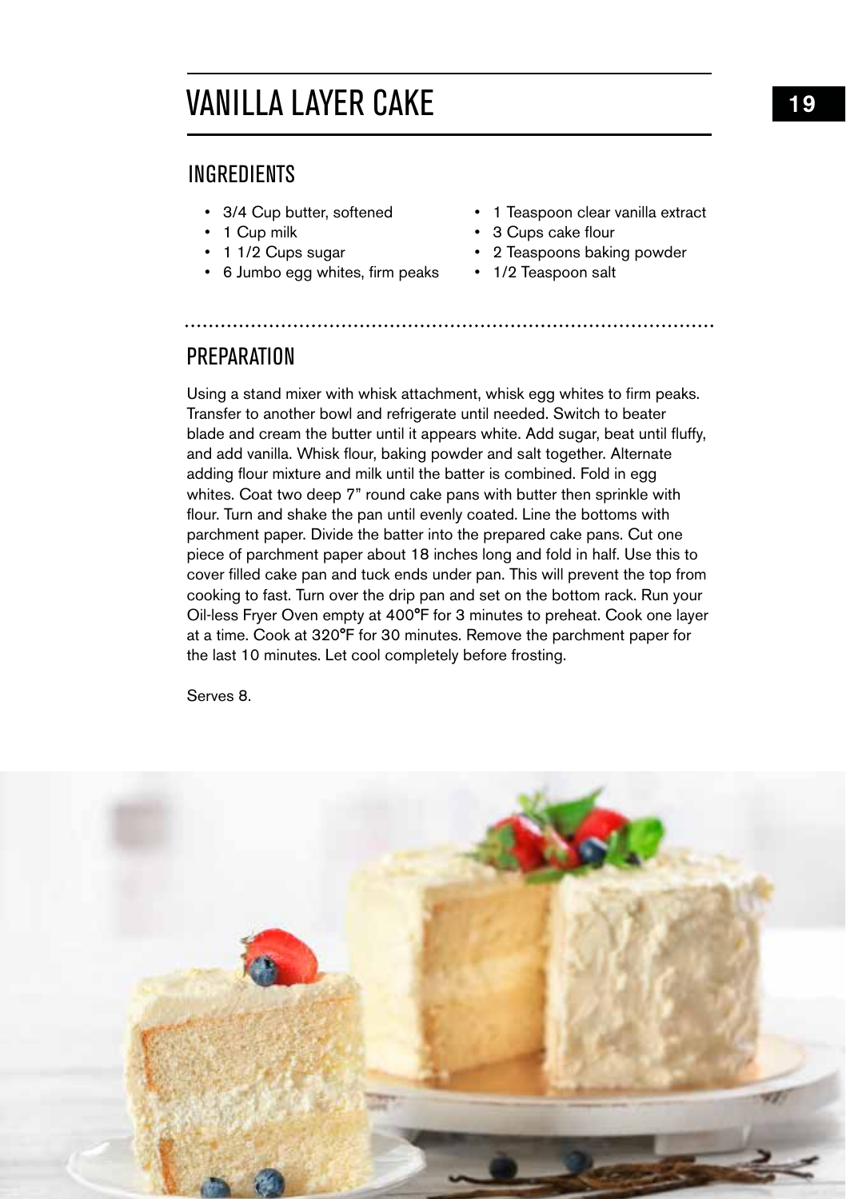# VANILLA LAYER CAKE

## INGREDIENTS

- 3/4 Cup butter, softened
- 1 Cup milk
- 1 1/2 Cups sugar
- 6 Jumbo egg whites, firm peaks
- 1 Teaspoon clear vanilla extract
- 3 Cups cake flour
- 2 Teaspoons baking powder
- 1/2 Teaspoon salt

## PREPARATION

Using a stand mixer with whisk attachment, whisk egg whites to firm peaks. Transfer to another bowl and refrigerate until needed. Switch to beater blade and cream the butter until it appears white. Add sugar, beat until fluffy, and add vanilla. Whisk flour, baking powder and salt together. Alternate adding flour mixture and milk until the batter is combined. Fold in egg whites. Coat two deep 7" round cake pans with butter then sprinkle with flour. Turn and shake the pan until evenly coated. Line the bottoms with parchment paper. Divide the batter into the prepared cake pans. Cut one piece of parchment paper about 18 inches long and fold in half. Use this to cover filled cake pan and tuck ends under pan. This will prevent the top from cooking to fast. Turn over the drip pan and set on the bottom rack. Run your Oil-less Fryer Oven empty at 400°F for 3 minutes to preheat. Cook one layer at a time. Cook at 320°F for 30 minutes. Remove the parchment paper for the last 10 minutes. Let cool completely before frosting.

Serves 8.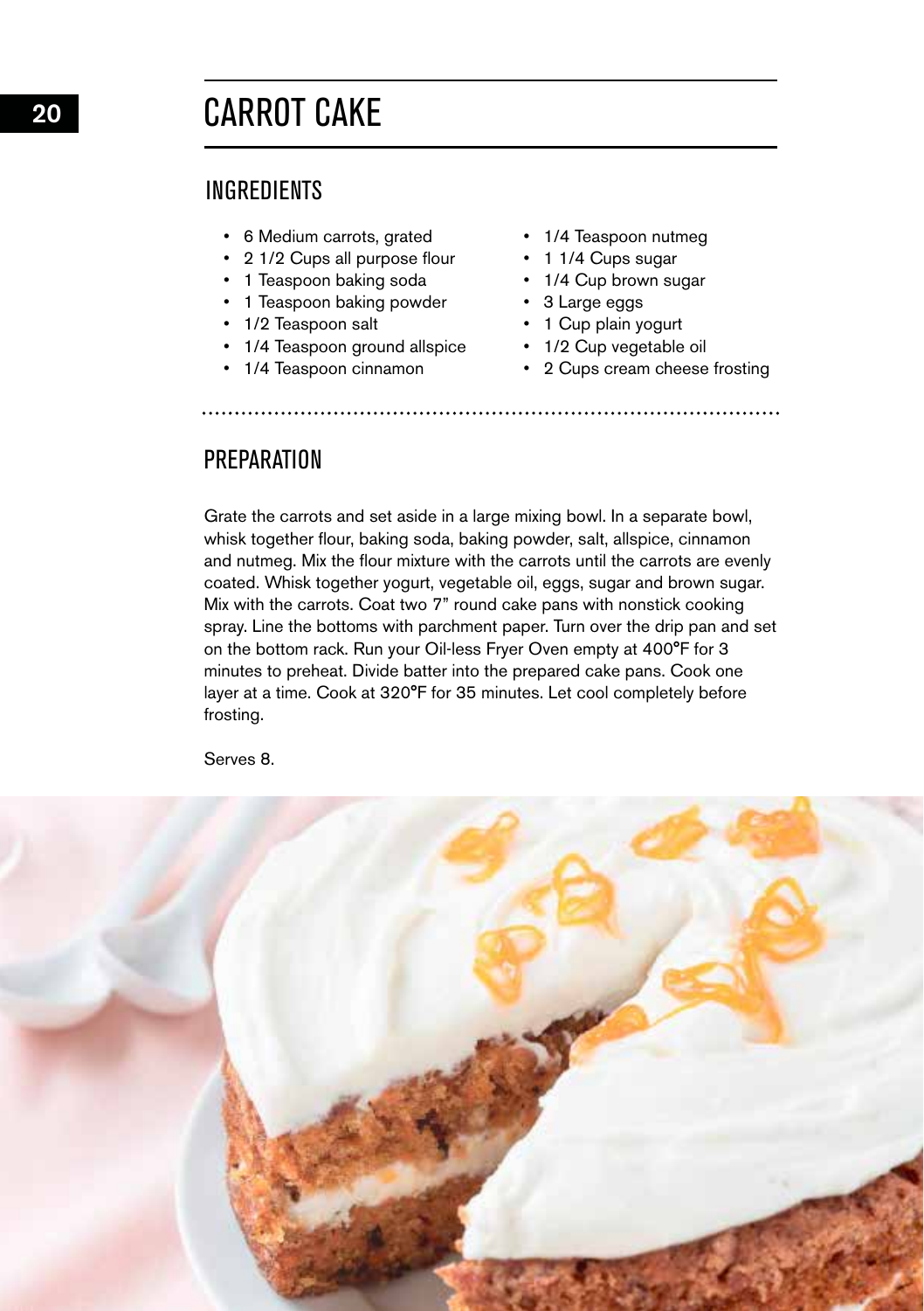# CARROT CAKE

## INGREDIENTS

- 6 Medium carrots, grated
- 2 1/2 Cups all purpose flour
- 1 Teaspoon baking soda
- 1 Teaspoon baking powder
- 1/2 Teaspoon salt
- 1/4 Teaspoon ground allspice
- 1/4 Teaspoon cinnamon
- 1/4 Teaspoon nutmeg
- 1 1/4 Cups sugar
- 1/4 Cup brown sugar
- 3 Large eggs
- 1 Cup plain yogurt
- 1/2 Cup vegetable oil
- 2 Cups cream cheese frosting

## PREPARATION

Grate the carrots and set aside in a large mixing bowl. In a separate bowl, whisk together flour, baking soda, baking powder, salt, allspice, cinnamon and nutmeg. Mix the flour mixture with the carrots until the carrots are evenly coated. Whisk together yogurt, vegetable oil, eggs, sugar and brown sugar. Mix with the carrots. Coat two 7" round cake pans with nonstick cooking spray. Line the bottoms with parchment paper. Turn over the drip pan and set on the bottom rack. Run your Oil-less Fryer Oven empty at 400°F for 3 minutes to preheat. Divide batter into the prepared cake pans. Cook one layer at a time. Cook at 320°F for 35 minutes. Let cool completely before frosting.

Serves 8.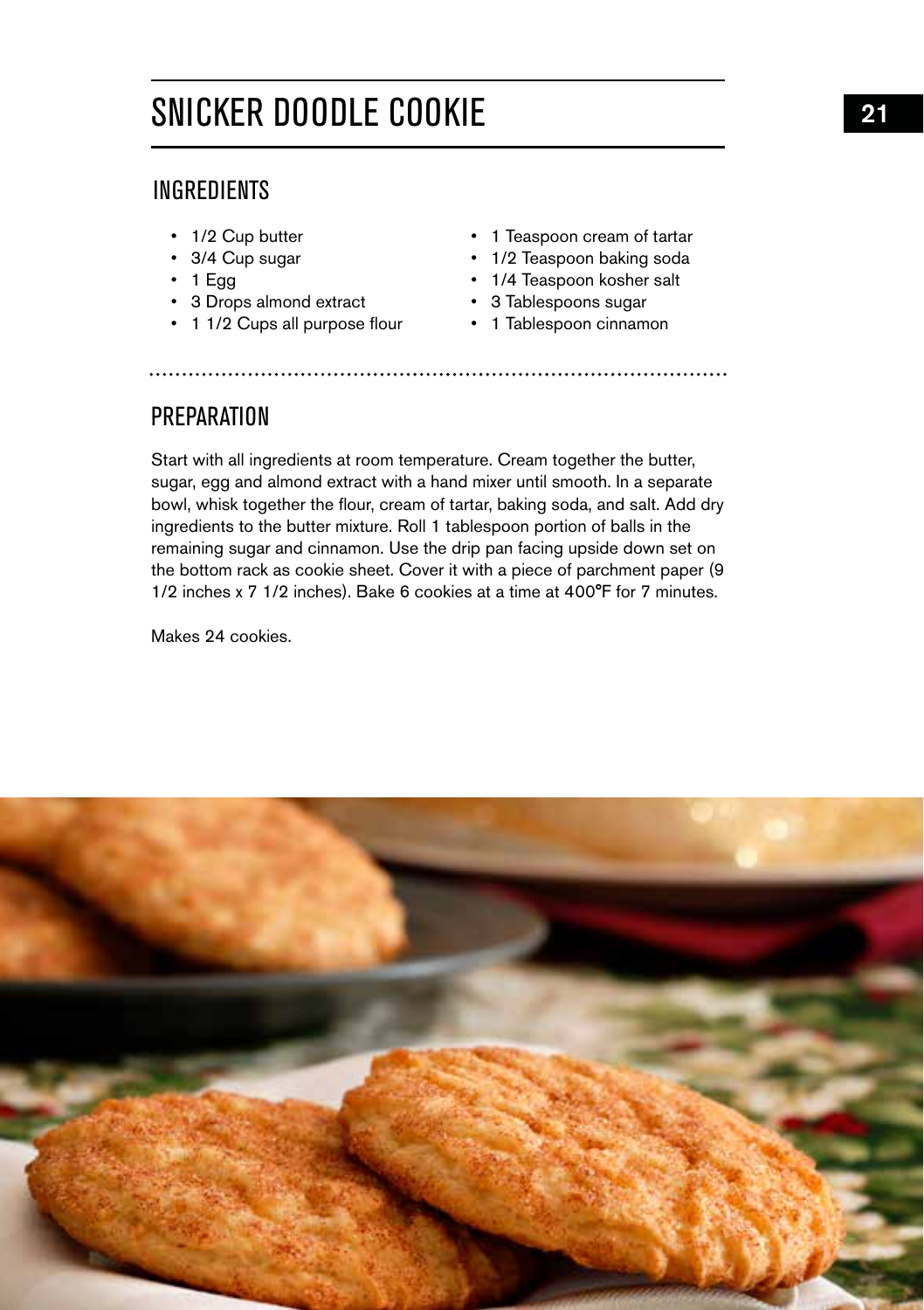# SNICKER DOODLE COOKIE

## INGREDIENTS

- 1/2 Cup butter
- 3/4 Cup sugar
- 1 Egg
- 3 Drops almond extract
- 1 1/2 Cups all purpose flour
- 1 Teaspoon cream of tartar
- 1/2 Teaspoon baking soda
- 1/4 Teaspoon kosher salt
- 3 Tablespoons sugar
- 1 Tablespoon cinnamon

## PREPARATION

Start with all ingredients at room temperature. Cream together the butter, sugar, egg and almond extract with a hand mixer until smooth. In a separate bowl, whisk together the flour, cream of tartar, baking soda, and salt. Add dry ingredients to the butter mixture. Roll 1 tablespoon portion of balls in the remaining sugar and cinnamon. Use the drip pan facing upside down set on the bottom rack as cookie sheet. Cover it with a piece of parchment paper (9 1/2 inches x 7 1/2 inches). Bake 6 cookies at a time at 400°F for 7 minutes.

Makes 24 cookies.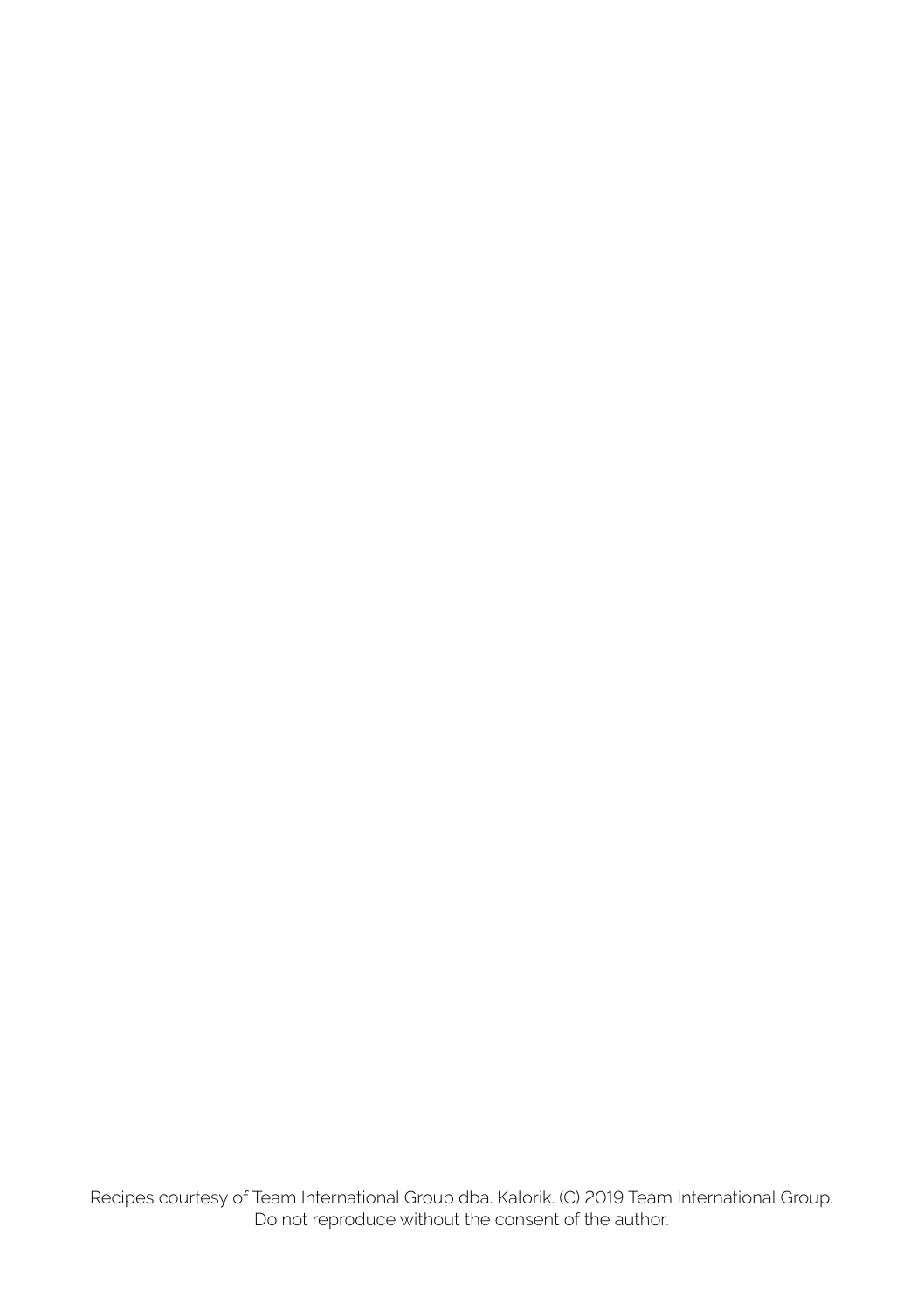Recipes courtesy of Team International Group dba. Kalorik. (C) 2019 Team International Group.
Do not reproduce without the consent of the author.